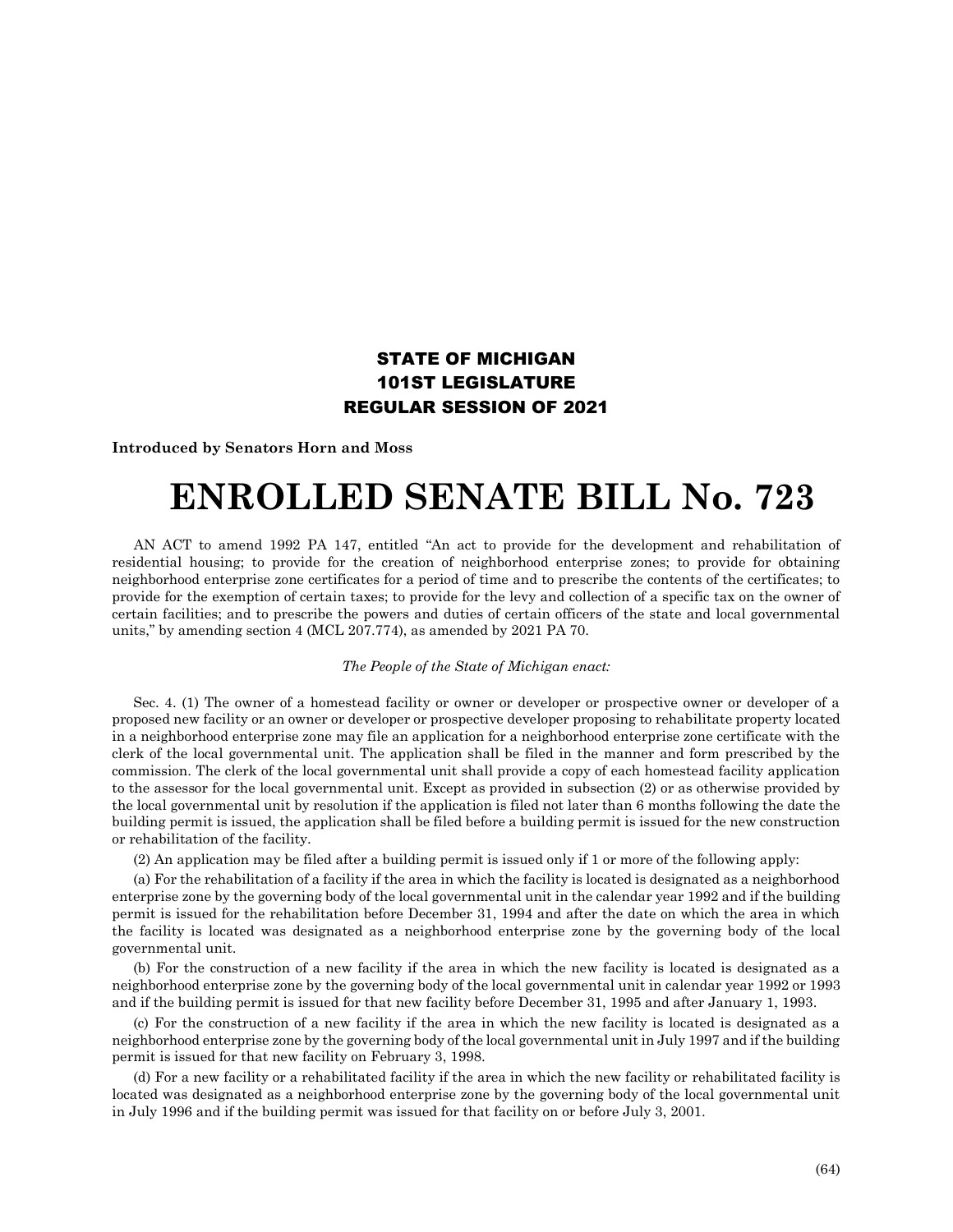**STATE OF MICHIGAN**
**101ST LEGISLATURE**
**REGULAR SESSION OF 2021**

**Introduced by Senators Horn and Moss**

# ENROLLED SENATE BILL No. 723

AN ACT to amend 1992 PA 147, entitled "An act to provide for the development and rehabilitation of residential housing; to provide for the creation of neighborhood enterprise zones; to provide for obtaining neighborhood enterprise zone certificates for a period of time and to prescribe the contents of the certificates; to provide for the exemption of certain taxes; to provide for the levy and collection of a specific tax on the owner of certain facilities; and to prescribe the powers and duties of certain officers of the state and local governmental units," by amending section 4 (MCL 207.774), as amended by 2021 PA 70.

*The People of the State of Michigan enact:*

Sec. 4. (1) The owner of a homestead facility or owner or developer or prospective owner or developer of a proposed new facility or an owner or developer or prospective developer proposing to rehabilitate property located in a neighborhood enterprise zone may file an application for a neighborhood enterprise zone certificate with the clerk of the local governmental unit. The application shall be filed in the manner and form prescribed by the commission. The clerk of the local governmental unit shall provide a copy of each homestead facility application to the assessor for the local governmental unit. Except as provided in subsection (2) or as otherwise provided by the local governmental unit by resolution if the application is filed not later than 6 months following the date the building permit is issued, the application shall be filed before a building permit is issued for the new construction or rehabilitation of the facility.

(2) An application may be filed after a building permit is issued only if 1 or more of the following apply:

(a) For the rehabilitation of a facility if the area in which the facility is located is designated as a neighborhood enterprise zone by the governing body of the local governmental unit in the calendar year 1992 and if the building permit is issued for the rehabilitation before December 31, 1994 and after the date on which the area in which the facility is located was designated as a neighborhood enterprise zone by the governing body of the local governmental unit.

(b) For the construction of a new facility if the area in which the new facility is located is designated as a neighborhood enterprise zone by the governing body of the local governmental unit in calendar year 1992 or 1993 and if the building permit is issued for that new facility before December 31, 1995 and after January 1, 1993.

(c) For the construction of a new facility if the area in which the new facility is located is designated as a neighborhood enterprise zone by the governing body of the local governmental unit in July 1997 and if the building permit is issued for that new facility on February 3, 1998.

(d) For a new facility or a rehabilitated facility if the area in which the new facility or rehabilitated facility is located was designated as a neighborhood enterprise zone by the governing body of the local governmental unit in July 1996 and if the building permit was issued for that facility on or before July 3, 2001.

(64)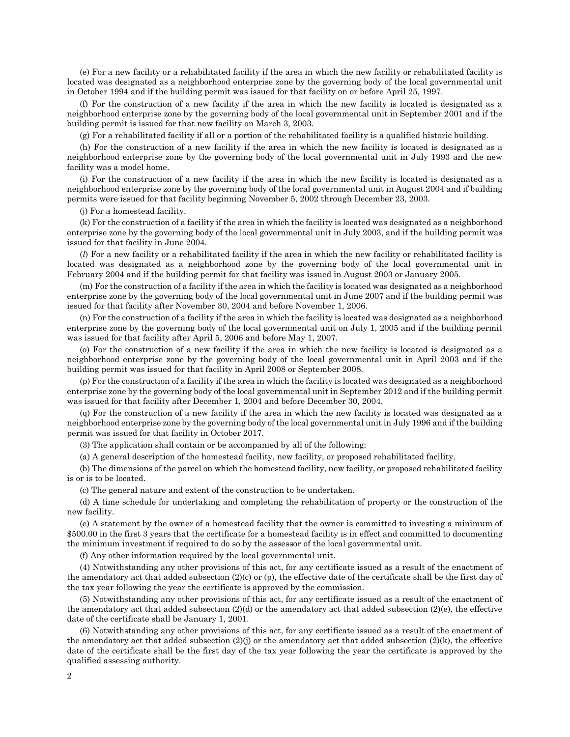(e) For a new facility or a rehabilitated facility if the area in which the new facility or rehabilitated facility is located was designated as a neighborhood enterprise zone by the governing body of the local governmental unit in October 1994 and if the building permit was issued for that facility on or before April 25, 1997.

(f) For the construction of a new facility if the area in which the new facility is located is designated as a neighborhood enterprise zone by the governing body of the local governmental unit in September 2001 and if the building permit is issued for that new facility on March 3, 2003.

(g) For a rehabilitated facility if all or a portion of the rehabilitated facility is a qualified historic building.

(h) For the construction of a new facility if the area in which the new facility is located is designated as a neighborhood enterprise zone by the governing body of the local governmental unit in July 1993 and the new facility was a model home.

(i) For the construction of a new facility if the area in which the new facility is located is designated as a neighborhood enterprise zone by the governing body of the local governmental unit in August 2004 and if building permits were issued for that facility beginning November 5, 2002 through December 23, 2003.

(j) For a homestead facility.

(k) For the construction of a facility if the area in which the facility is located was designated as a neighborhood enterprise zone by the governing body of the local governmental unit in July 2003, and if the building permit was issued for that facility in June 2004.

(*l*) For a new facility or a rehabilitated facility if the area in which the new facility or rehabilitated facility is located was designated as a neighborhood zone by the governing body of the local governmental unit in February 2004 and if the building permit for that facility was issued in August 2003 or January 2005.

(m) For the construction of a facility if the area in which the facility is located was designated as a neighborhood enterprise zone by the governing body of the local governmental unit in June 2007 and if the building permit was issued for that facility after November 30, 2004 and before November 1, 2006.

(n) For the construction of a facility if the area in which the facility is located was designated as a neighborhood enterprise zone by the governing body of the local governmental unit on July 1, 2005 and if the building permit was issued for that facility after April 5, 2006 and before May 1, 2007.

(o) For the construction of a new facility if the area in which the new facility is located is designated as a neighborhood enterprise zone by the governing body of the local governmental unit in April 2003 and if the building permit was issued for that facility in April 2008 or September 2008.

(p) For the construction of a facility if the area in which the facility is located was designated as a neighborhood enterprise zone by the governing body of the local governmental unit in September 2012 and if the building permit was issued for that facility after December 1, 2004 and before December 30, 2004.

(q) For the construction of a new facility if the area in which the new facility is located was designated as a neighborhood enterprise zone by the governing body of the local governmental unit in July 1996 and if the building permit was issued for that facility in October 2017.

(3) The application shall contain or be accompanied by all of the following:

(a) A general description of the homestead facility, new facility, or proposed rehabilitated facility.

(b) The dimensions of the parcel on which the homestead facility, new facility, or proposed rehabilitated facility is or is to be located.

(c) The general nature and extent of the construction to be undertaken.

(d) A time schedule for undertaking and completing the rehabilitation of property or the construction of the new facility.

(e) A statement by the owner of a homestead facility that the owner is committed to investing a minimum of $500.00 in the first 3 years that the certificate for a homestead facility is in effect and committed to documenting the minimum investment if required to do so by the assessor of the local governmental unit.

(f) Any other information required by the local governmental unit.

(4) Notwithstanding any other provisions of this act, for any certificate issued as a result of the enactment of the amendatory act that added subsection (2)(c) or (p), the effective date of the certificate shall be the first day of the tax year following the year the certificate is approved by the commission.

(5) Notwithstanding any other provisions of this act, for any certificate issued as a result of the enactment of the amendatory act that added subsection (2)(d) or the amendatory act that added subsection (2)(e), the effective date of the certificate shall be January 1, 2001.

(6) Notwithstanding any other provisions of this act, for any certificate issued as a result of the enactment of the amendatory act that added subsection (2)(j) or the amendatory act that added subsection (2)(k), the effective date of the certificate shall be the first day of the tax year following the year the certificate is approved by the qualified assessing authority.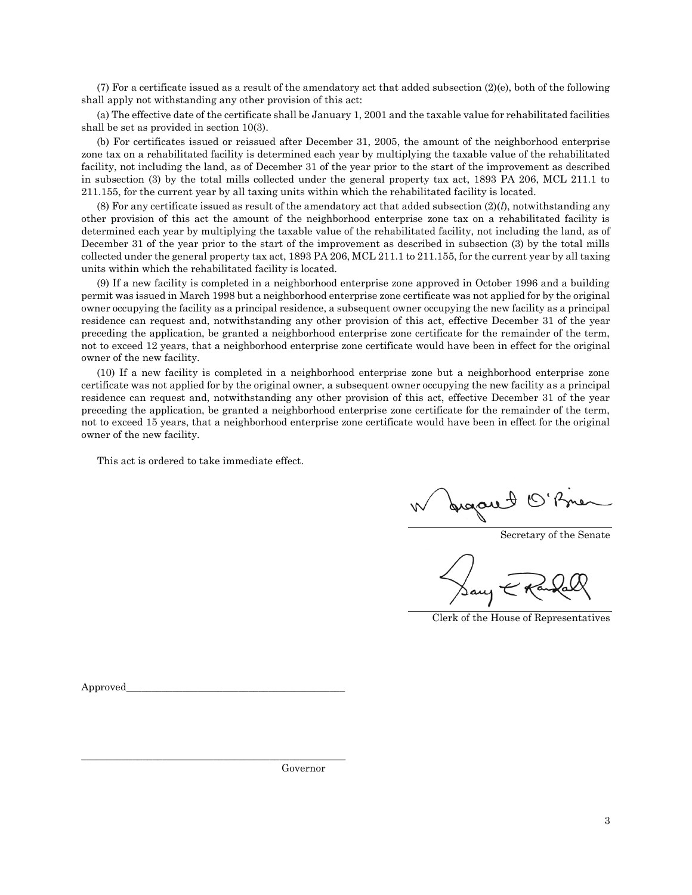(7) For a certificate issued as a result of the amendatory act that added subsection (2)(e), both of the following shall apply not withstanding any other provision of this act:

(a) The effective date of the certificate shall be January 1, 2001 and the taxable value for rehabilitated facilities shall be set as provided in section 10(3).

(b) For certificates issued or reissued after December 31, 2005, the amount of the neighborhood enterprise zone tax on a rehabilitated facility is determined each year by multiplying the taxable value of the rehabilitated facility, not including the land, as of December 31 of the year prior to the start of the improvement as described in subsection (3) by the total mills collected under the general property tax act, 1893 PA 206, MCL 211.1 to 211.155, for the current year by all taxing units within which the rehabilitated facility is located.

(8) For any certificate issued as result of the amendatory act that added subsection (2)(*l*), notwithstanding any other provision of this act the amount of the neighborhood enterprise zone tax on a rehabilitated facility is determined each year by multiplying the taxable value of the rehabilitated facility, not including the land, as of December 31 of the year prior to the start of the improvement as described in subsection (3) by the total mills collected under the general property tax act, 1893 PA 206, MCL 211.1 to 211.155, for the current year by all taxing units within which the rehabilitated facility is located.

(9) If a new facility is completed in a neighborhood enterprise zone approved in October 1996 and a building permit was issued in March 1998 but a neighborhood enterprise zone certificate was not applied for by the original owner occupying the facility as a principal residence, a subsequent owner occupying the new facility as a principal residence can request and, notwithstanding any other provision of this act, effective December 31 of the year preceding the application, be granted a neighborhood enterprise zone certificate for the remainder of the term, not to exceed 12 years, that a neighborhood enterprise zone certificate would have been in effect for the original owner of the new facility.

(10) If a new facility is completed in a neighborhood enterprise zone but a neighborhood enterprise zone certificate was not applied for by the original owner, a subsequent owner occupying the new facility as a principal residence can request and, notwithstanding any other provision of this act, effective December 31 of the year preceding the application, be granted a neighborhood enterprise zone certificate for the remainder of the term, not to exceed 15 years, that a neighborhood enterprise zone certificate would have been in effect for the original owner of the new facility.

This act is ordered to take immediate effect.

Secretary of the Senate

Clerk of the House of Representatives

Approved\_\_\_\_\_\_\_\_\_\_\_\_\_\_\_\_\_\_\_\_\_\_\_\_\_\_\_\_\_\_\_\_\_\_\_\_\_\_\_\_

\_\_\_\_\_\_\_\_\_\_\_\_\_\_\_\_\_\_\_\_\_\_\_\_\_\_\_\_\_\_\_\_\_\_\_\_\_\_\_\_\_\_\_\_\_\_\_\_

Governor